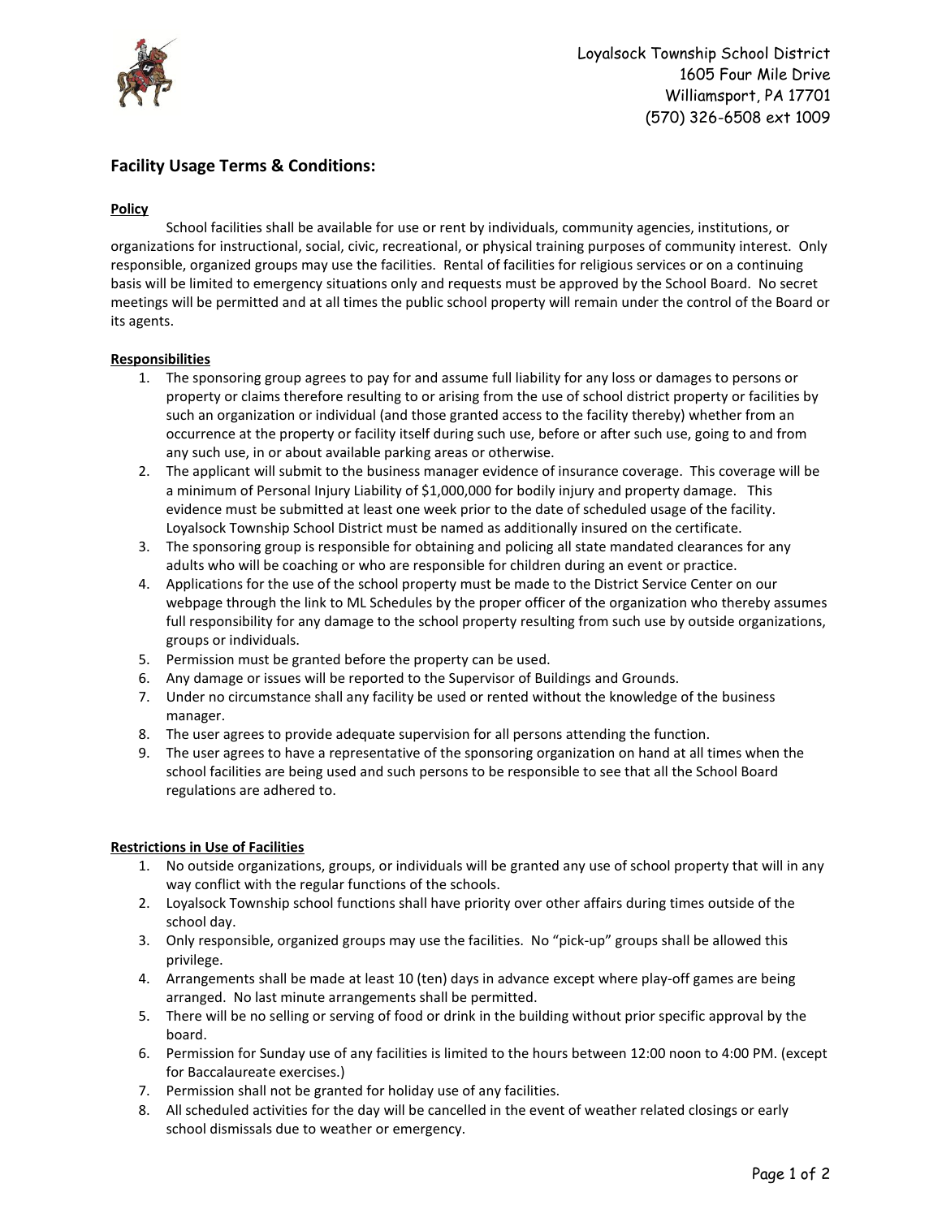Loyalsock Township School District
1605 Four Mile Drive
Williamsport, PA 17701
(570) 326-6508 ext 1009

## Facility Usage Terms & Conditions:

**Policy**

School facilities shall be available for use or rent by individuals, community agencies, institutions, or organizations for instructional, social, civic, recreational, or physical training purposes of community interest. Only responsible, organized groups may use the facilities. Rental of facilities for religious services or on a continuing basis will be limited to emergency situations only and requests must be approved by the School Board. No secret meetings will be permitted and at all times the public school property will remain under the control of the Board or its agents.

**Responsibilities**

1. The sponsoring group agrees to pay for and assume full liability for any loss or damages to persons or property or claims therefore resulting to or arising from the use of school district property or facilities by such an organization or individual (and those granted access to the facility thereby) whether from an occurrence at the property or facility itself during such use, before or after such use, going to and from any such use, in or about available parking areas or otherwise.
2. The applicant will submit to the business manager evidence of insurance coverage. This coverage will be a minimum of Personal Injury Liability of $1,000,000 for bodily injury and property damage. This evidence must be submitted at least one week prior to the date of scheduled usage of the facility. Loyalsock Township School District must be named as additionally insured on the certificate.
3. The sponsoring group is responsible for obtaining and policing all state mandated clearances for any adults who will be coaching or who are responsible for children during an event or practice.
4. Applications for the use of the school property must be made to the District Service Center on our webpage through the link to ML Schedules by the proper officer of the organization who thereby assumes full responsibility for any damage to the school property resulting from such use by outside organizations, groups or individuals.
5. Permission must be granted before the property can be used.
6. Any damage or issues will be reported to the Supervisor of Buildings and Grounds.
7. Under no circumstance shall any facility be used or rented without the knowledge of the business manager.
8. The user agrees to provide adequate supervision for all persons attending the function.
9. The user agrees to have a representative of the sponsoring organization on hand at all times when the school facilities are being used and such persons to be responsible to see that all the School Board regulations are adhered to.

**Restrictions in Use of Facilities**

1. No outside organizations, groups, or individuals will be granted any use of school property that will in any way conflict with the regular functions of the schools.
2. Loyalsock Township school functions shall have priority over other affairs during times outside of the school day.
3. Only responsible, organized groups may use the facilities. No "pick-up" groups shall be allowed this privilege.
4. Arrangements shall be made at least 10 (ten) days in advance except where play-off games are being arranged. No last minute arrangements shall be permitted.
5. There will be no selling or serving of food or drink in the building without prior specific approval by the board.
6. Permission for Sunday use of any facilities is limited to the hours between 12:00 noon to 4:00 PM. (except for Baccalaureate exercises.)
7. Permission shall not be granted for holiday use of any facilities.
8. All scheduled activities for the day will be cancelled in the event of weather related closings or early school dismissals due to weather or emergency.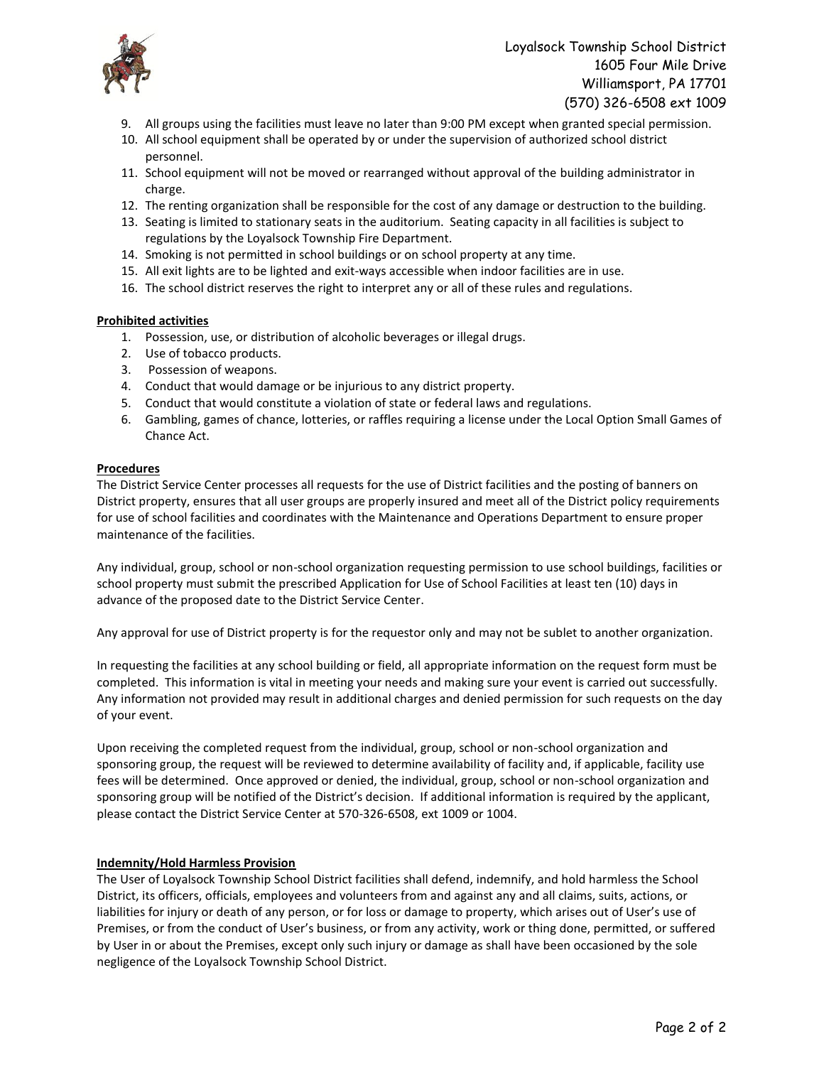9. All groups using the facilities must leave no later than 9:00 PM except when granted special permission.
10. All school equipment shall be operated by or under the supervision of authorized school district personnel.
11. School equipment will not be moved or rearranged without approval of the building administrator in charge.
12. The renting organization shall be responsible for the cost of any damage or destruction to the building.
13. Seating is limited to stationary seats in the auditorium. Seating capacity in all facilities is subject to regulations by the Loyalsock Township Fire Department.
14. Smoking is not permitted in school buildings or on school property at any time.
15. All exit lights are to be lighted and exit-ways accessible when indoor facilities are in use.
16. The school district reserves the right to interpret any or all of these rules and regulations.

**Prohibited activities**

1. Possession, use, or distribution of alcoholic beverages or illegal drugs.
2. Use of tobacco products.
3. Possession of weapons.
4. Conduct that would damage or be injurious to any district property.
5. Conduct that would constitute a violation of state or federal laws and regulations.
6. Gambling, games of chance, lotteries, or raffles requiring a license under the Local Option Small Games of Chance Act.

**Procedures**

The District Service Center processes all requests for the use of District facilities and the posting of banners on District property, ensures that all user groups are properly insured and meet all of the District policy requirements for use of school facilities and coordinates with the Maintenance and Operations Department to ensure proper maintenance of the facilities.

Any individual, group, school or non-school organization requesting permission to use school buildings, facilities or school property must submit the prescribed Application for Use of School Facilities at least ten (10) days in advance of the proposed date to the District Service Center.

Any approval for use of District property is for the requestor only and may not be sublet to another organization.

In requesting the facilities at any school building or field, all appropriate information on the request form must be completed. This information is vital in meeting your needs and making sure your event is carried out successfully. Any information not provided may result in additional charges and denied permission for such requests on the day of your event.

Upon receiving the completed request from the individual, group, school or non-school organization and sponsoring group, the request will be reviewed to determine availability of facility and, if applicable, facility use fees will be determined. Once approved or denied, the individual, group, school or non-school organization and sponsoring group will be notified of the District's decision. If additional information is required by the applicant, please contact the District Service Center at 570-326-6508, ext 1009 or 1004.

**Indemnity/Hold Harmless Provision**

The User of Loyalsock Township School District facilities shall defend, indemnify, and hold harmless the School District, its officers, officials, employees and volunteers from and against any and all claims, suits, actions, or liabilities for injury or death of any person, or for loss or damage to property, which arises out of User's use of Premises, or from the conduct of User's business, or from any activity, work or thing done, permitted, or suffered by User in or about the Premises, except only such injury or damage as shall have been occasioned by the sole negligence of the Loyalsock Township School District.